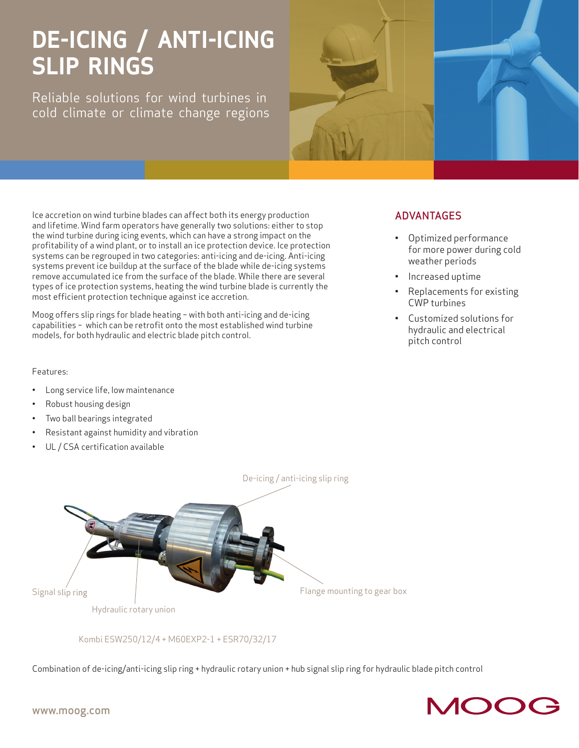# DE-ICING / ANTI-ICING SLIP RINGS

Reliable solutions for wind turbines in cold climate or climate change regions

Ice accretion on wind turbine blades can affect both its energy production and lifetime. Wind farm operators have generally two solutions: either to stop the wind turbine during icing events, which can have a strong impact on the profitability of a wind plant, or to install an ice protection device. Ice protection systems can be regrouped in two categories: anti-icing and de-icing. Anti-icing systems prevent ice buildup at the surface of the blade while de-icing systems remove accumulated ice from the surface of the blade. While there are several types of ice protection systems, heating the wind turbine blade is currently the most efficient protection technique against ice accretion.

Moog offers slip rings for blade heating – with both anti-icing and de-icing capabilities – which can be retrofit onto the most established wind turbine models, for both hydraulic and electric blade pitch control.

## ADVANTAGES

- Optimized performance for more power during cold weather periods
- Increased uptime
- Replacements for existing CWP turbines
- Customized solutions for hydraulic and electrical pitch control

Features:

- Long service life, low maintenance
- Robust housing design
- Two ball bearings integrated
- Resistant against humidity and vibration
- UL / CSA certification available

De-icing / anti-icing slip ring

Signal slip ring

Hydraulic rotary union

Flange mounting to gear box

Kombi ESW250/12/4 + M60EXP2-1 + ESR70/32/17

Combination of de-icing/anti-icing slip ring + hydraulic rotary union + hub signal slip ring for hydraulic blade pitch control

www.moog.com

MOOG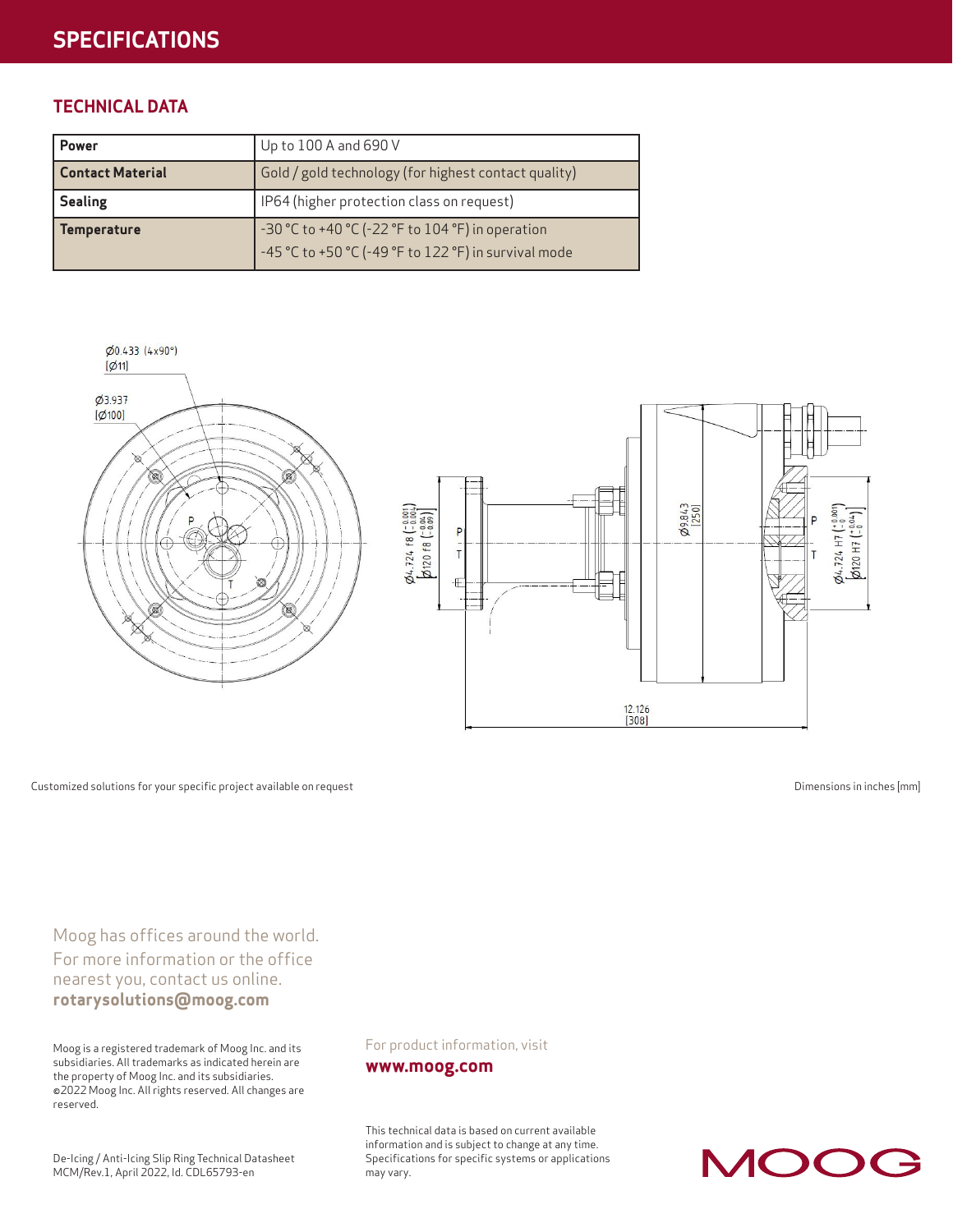# SPECIFICATIONS

## TECHNICAL DATA

| | |
|---|---|
| **Power** | Up to 100 A and 690 V |
| **Contact Material** | Gold / gold technology (for highest contact quality) |
| **Sealing** | IP64 (higher protection class on request) |
| **Temperature** | -30 °C to +40 °C (-22 °F to 104 °F) in operation<br>-45 °C to +50 °C (-49 °F to 122 °F) in survival mode |

Ø0.433 (4x90°)
[Ø11]

Ø3.937
[Ø100]

P

T

Ø4.724 f8 $\left(^{-0.001}_{-0.004}\right)$
[Ø120 f8 $\left(^{-0.04}_{-0.09}\right)$]

Ø9.843
[250]

Ø4.724 H7 $\left(^{+0.001}_{-0}\right)$
[Ø120 H7 $\left(^{+0.04}_{-0}\right)$]

12.126
[308]

Customized solutions for your specific project available on request

Dimensions in inches [mm]

Moog has offices around the world. For more information or the office nearest you, contact us online.
**rotarysolutions@moog.com**

Moog is a registered trademark of Moog Inc. and its subsidiaries. All trademarks as indicated herein are the property of Moog Inc. and its subsidiaries. ©2022 Moog Inc. All rights reserved. All changes are reserved.

For product information, visit
**www.moog.com**

De-Icing / Anti-Icing Slip Ring Technical Datasheet
MCM/Rev.1, April 2022, Id. CDL65793-en

This technical data is based on current available information and is subject to change at any time. Specifications for specific systems or applications may vary.

MOOG